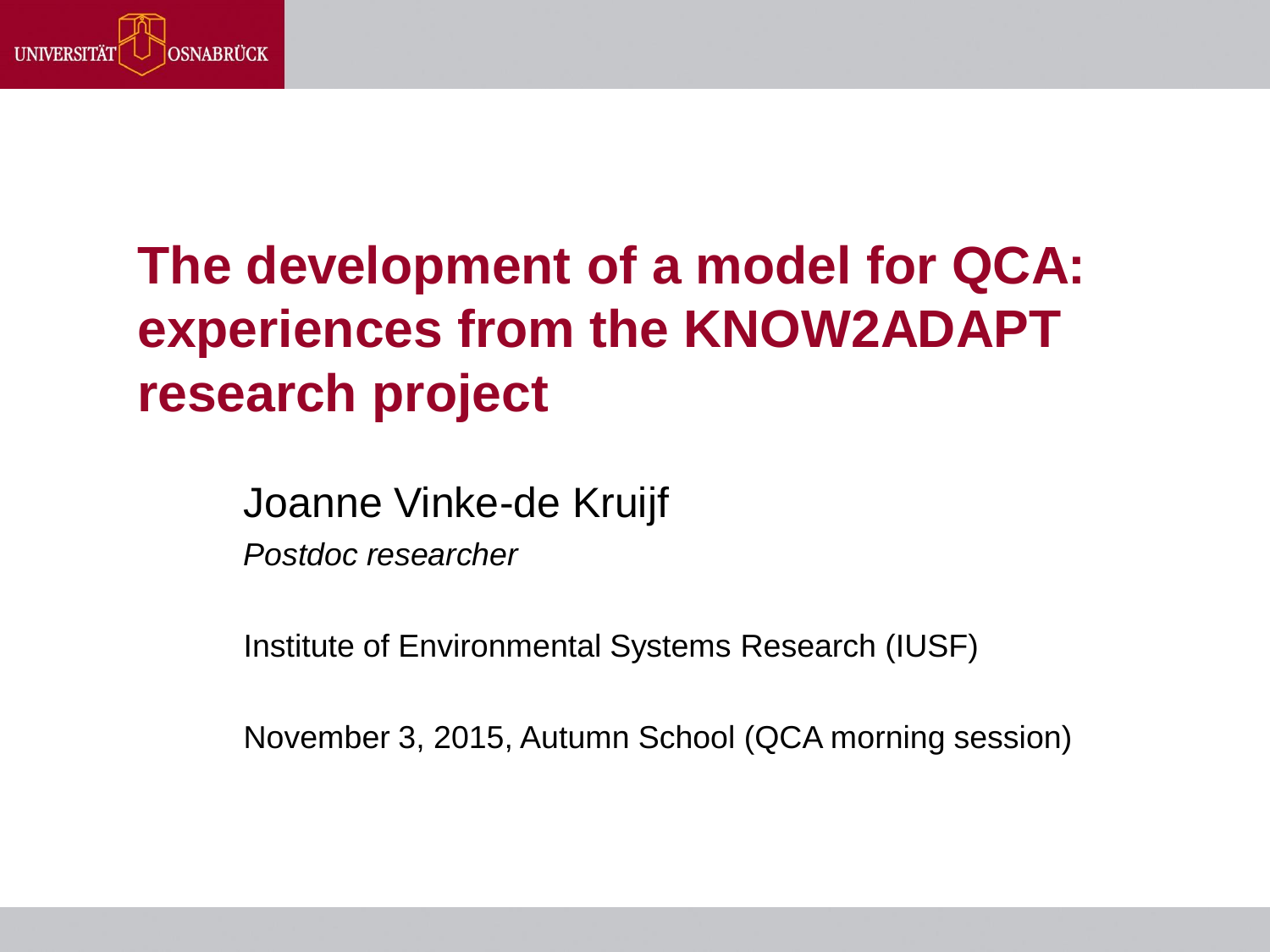# The development of a model for QCA: experiences from the KNOW2ADAPT research project

Joanne Vinke-de Kruijf

*Postdoc researcher*

Institute of Environmental Systems Research (IUSF)

November 3, 2015, Autumn School (QCA morning session)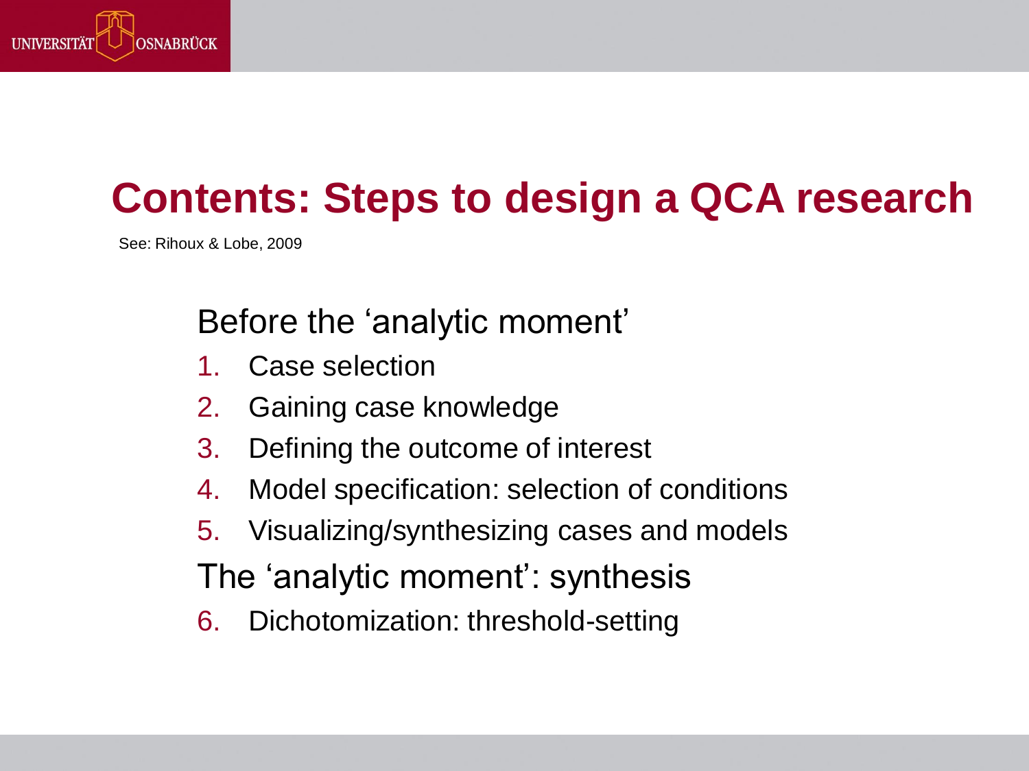# Contents: Steps to design a QCA research

See: Rihoux & Lobe, 2009

Before the 'analytic moment'

1. Case selection
2. Gaining case knowledge
3. Defining the outcome of interest
4. Model specification: selection of conditions
5. Visualizing/synthesizing cases and models

The 'analytic moment': synthesis

6. Dichotomization: threshold-setting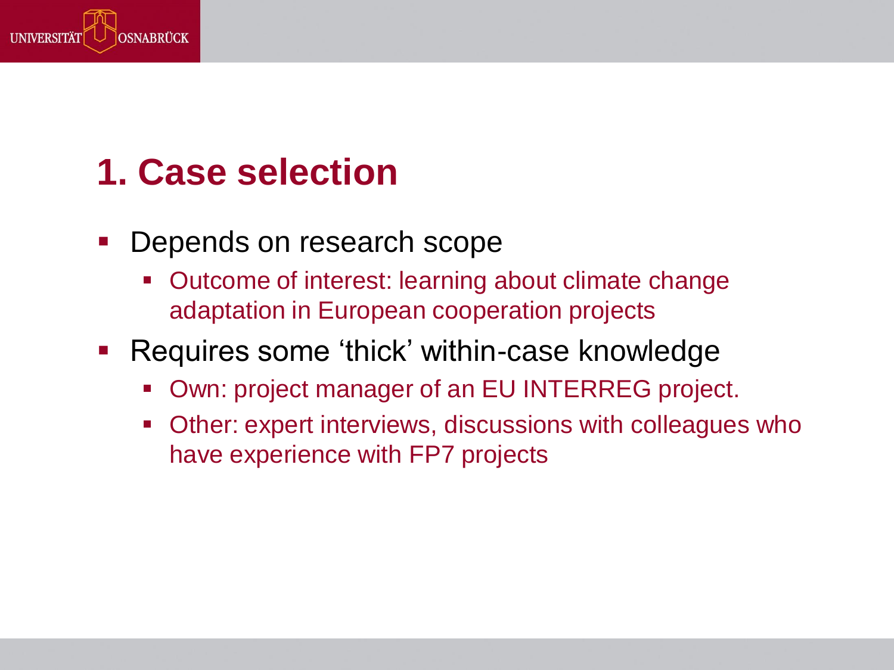# 1. Case selection

- Depends on research scope
  - Outcome of interest: learning about climate change adaptation in European cooperation projects
- Requires some ‘thick’ within-case knowledge
  - Own: project manager of an EU INTERREG project.
  - Other: expert interviews, discussions with colleagues who have experience with FP7 projects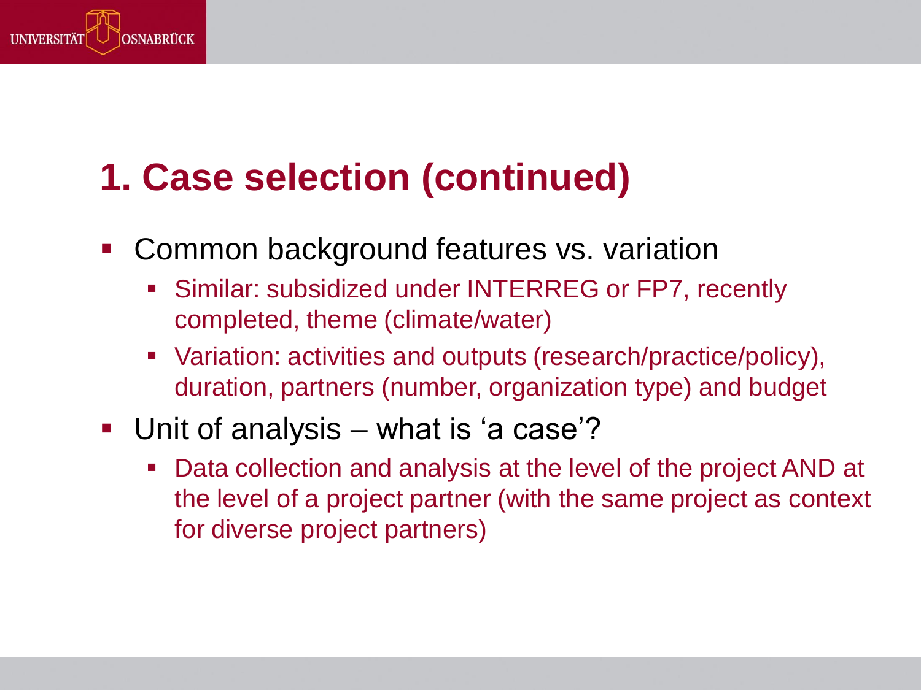# 1. Case selection (continued)

- Common background features vs. variation
  - Similar: subsidized under INTERREG or FP7, recently completed, theme (climate/water)
  - Variation: activities and outputs (research/practice/policy), duration, partners (number, organization type) and budget
- Unit of analysis – what is 'a case'?
  - Data collection and analysis at the level of the project AND at the level of a project partner (with the same project as context for diverse project partners)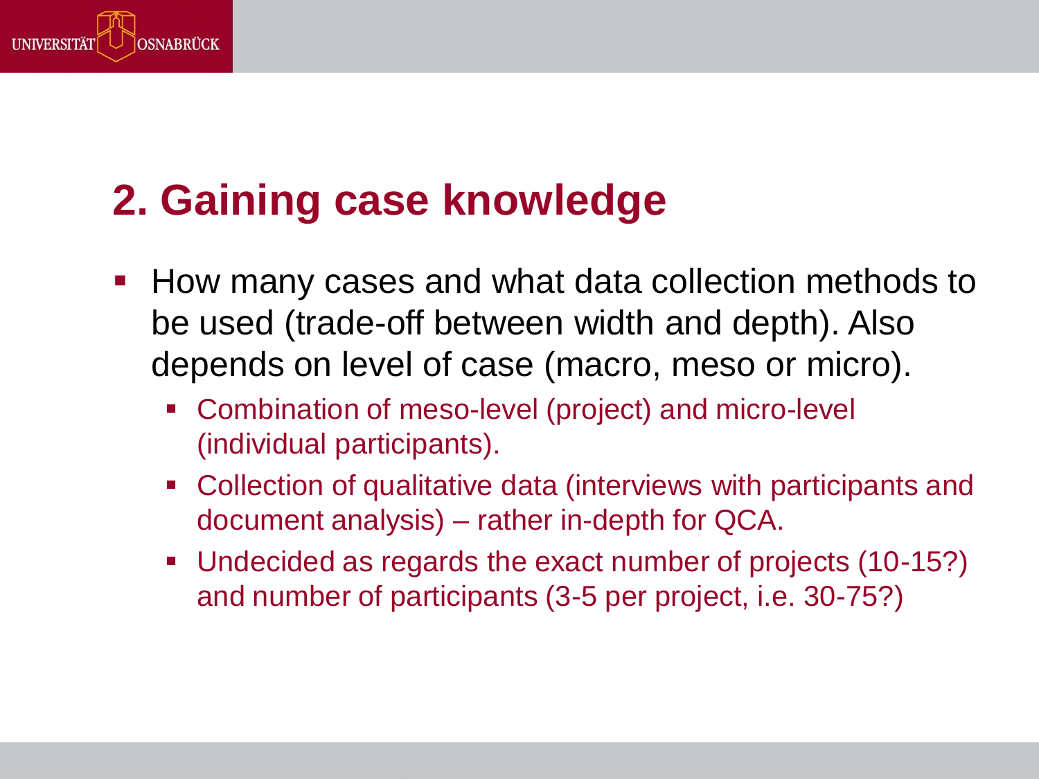## 2. Gaining case knowledge

- How many cases and what data collection methods to be used (trade-off between width and depth). Also depends on level of case (macro, meso or micro).
  - Combination of meso-level (project) and micro-level (individual participants).
  - Collection of qualitative data (interviews with participants and document analysis) – rather in-depth for QCA.
  - Undecided as regards the exact number of projects (10-15?) and number of participants (3-5 per project, i.e. 30-75?)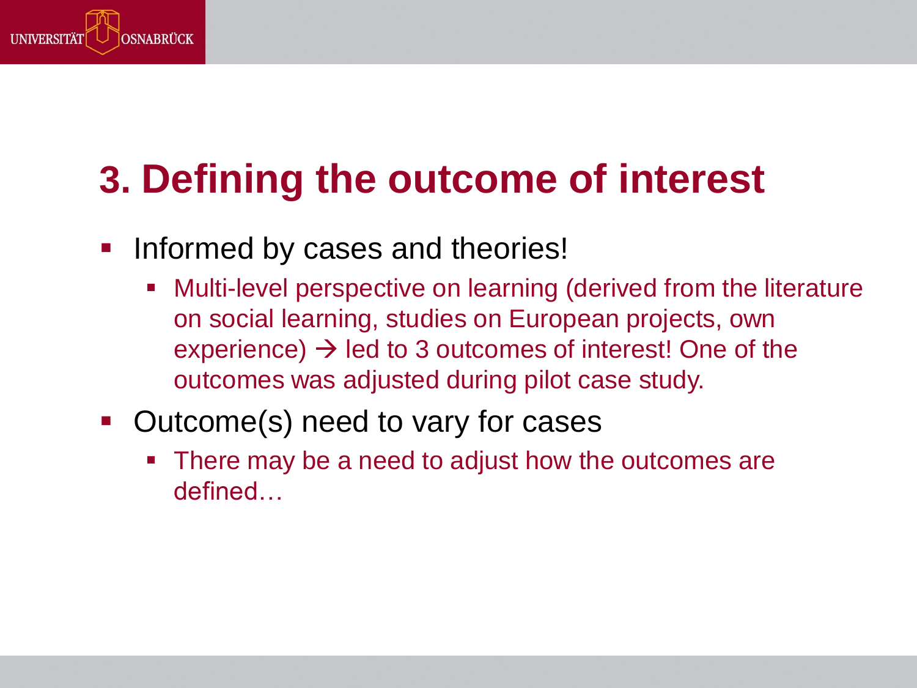# 3. Defining the outcome of interest

- Informed by cases and theories!
  - Multi-level perspective on learning (derived from the literature on social learning, studies on European projects, own experience) → led to 3 outcomes of interest! One of the outcomes was adjusted during pilot case study.
- Outcome(s) need to vary for cases
  - There may be a need to adjust how the outcomes are defined…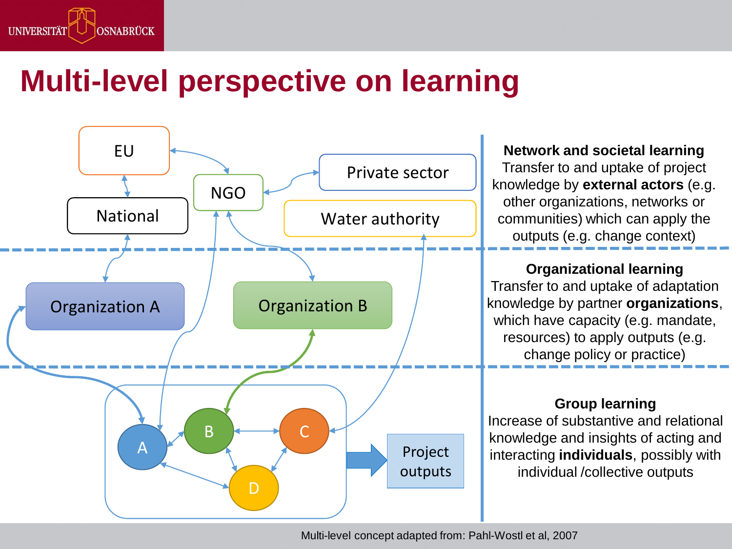# Multi-level perspective on learning

EU

National

NGO

Private sector

Water authority

Organization A

Organization B

A

B

C

D

Project outputs

**Network and societal learning**
Transfer to and uptake of project knowledge by **external actors** (e.g. other organizations, networks or communities) which can apply the outputs (e.g. change context)

**Organizational learning**
Transfer to and uptake of adaptation knowledge by partner **organizations**, which have capacity (e.g. mandate, resources) to apply outputs (e.g. change policy or practice)

**Group learning**
Increase of substantive and relational knowledge and insights of acting and interacting **individuals**, possibly with individual /collective outputs

Multi-level concept adapted from: Pahl-Wostl et al, 2007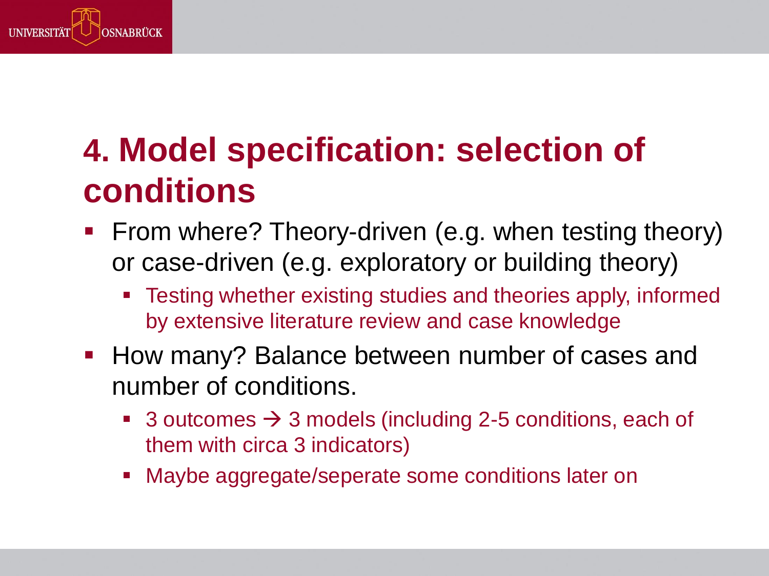# 4. Model specification: selection of conditions

- From where? Theory-driven (e.g. when testing theory) or case-driven (e.g. exploratory or building theory)
  - Testing whether existing studies and theories apply, informed by extensive literature review and case knowledge
- How many? Balance between number of cases and number of conditions.
  - 3 outcomes → 3 models (including 2-5 conditions, each of them with circa 3 indicators)
  - Maybe aggregate/seperate some conditions later on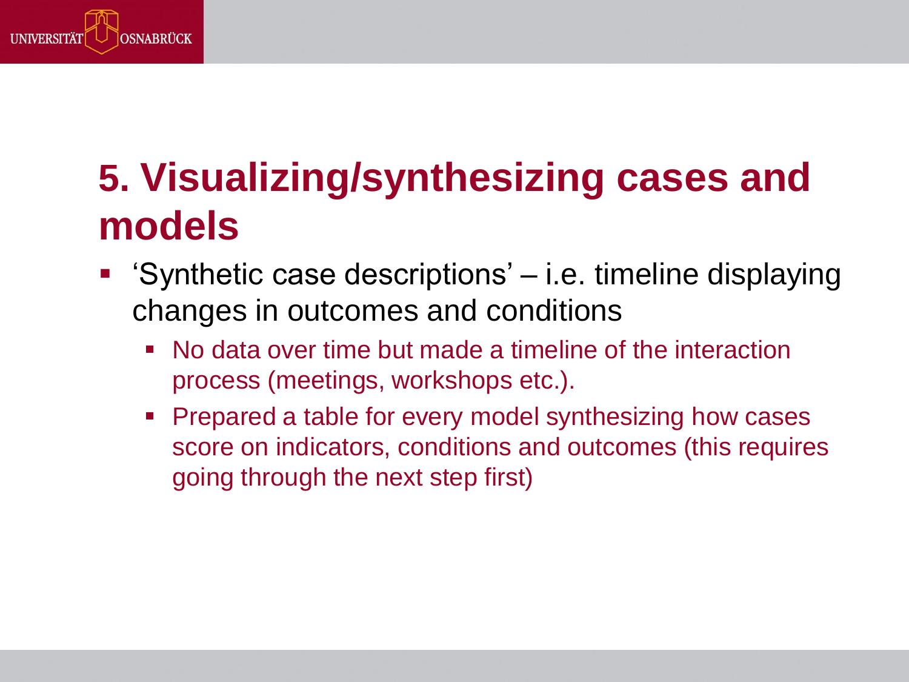# 5. Visualizing/synthesizing cases and models

- 'Synthetic case descriptions' – i.e. timeline displaying changes in outcomes and conditions
  - No data over time but made a timeline of the interaction process (meetings, workshops etc.).
  - Prepared a table for every model synthesizing how cases score on indicators, conditions and outcomes (this requires going through the next step first)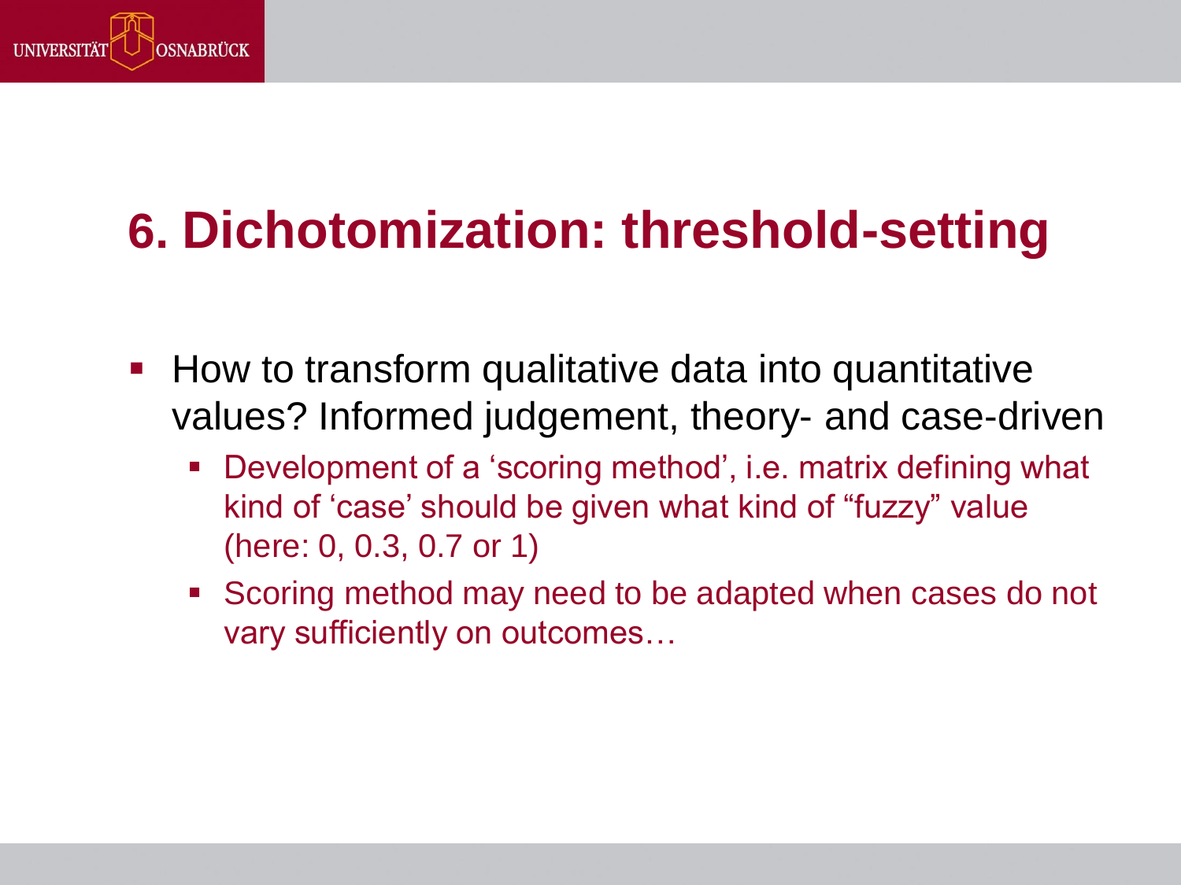# 6. Dichotomization: threshold-setting

- How to transform qualitative data into quantitative values? Informed judgement, theory- and case-driven
  - Development of a 'scoring method', i.e. matrix defining what kind of 'case' should be given what kind of "fuzzy" value (here: 0, 0.3, 0.7 or 1)
  - Scoring method may need to be adapted when cases do not vary sufficiently on outcomes…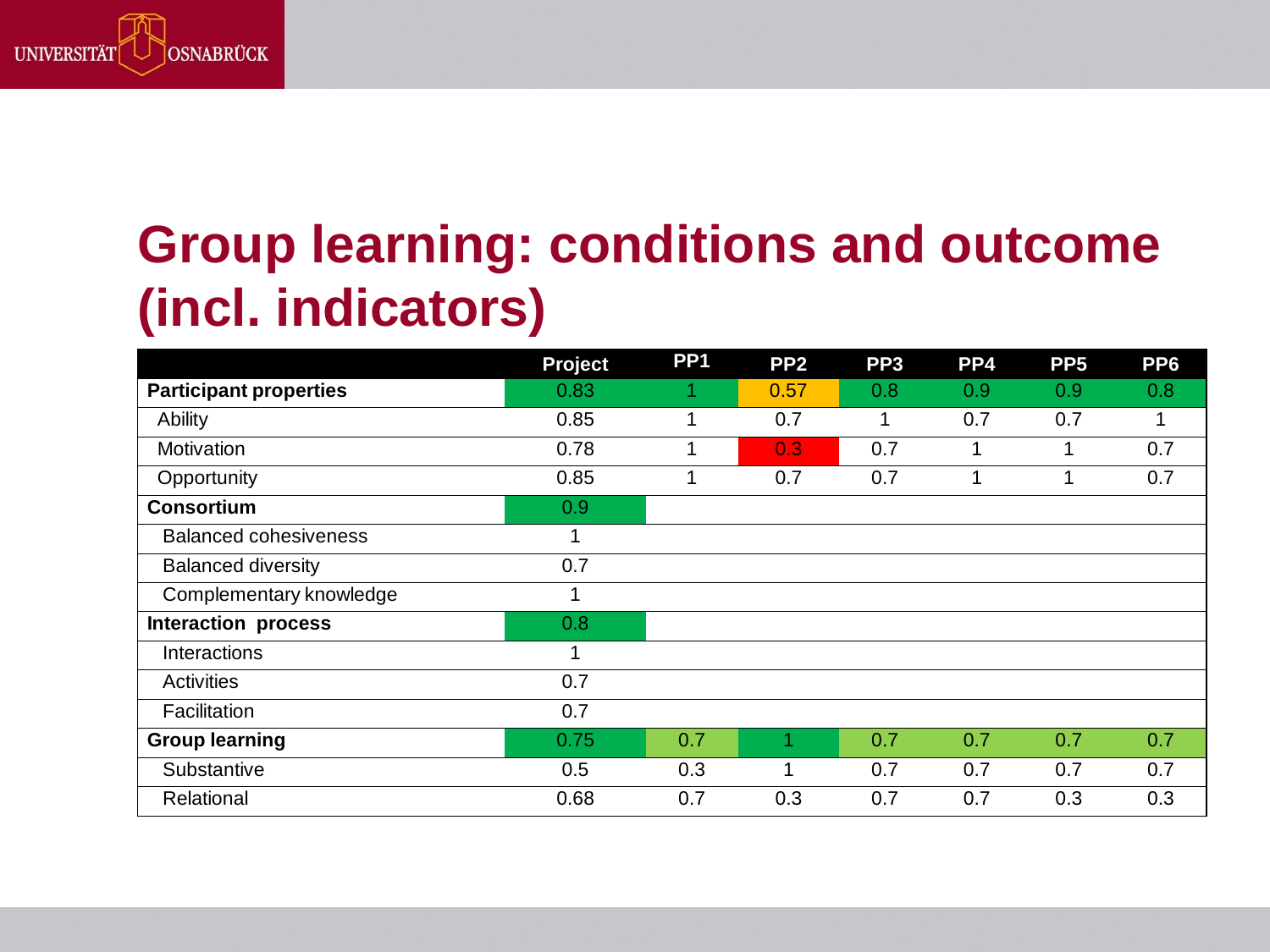# Group learning: conditions and outcome (incl. indicators)

| | Project | PP1 | PP2 | PP3 | PP4 | PP5 | PP6 |
|---|---|---|---|---|---|---|---|
| **Participant properties** | 0.83 | 1 | 0.57 | 0.8 | 0.9 | 0.9 | 0.8 |
| Ability | 0.85 | 1 | 0.7 | 1 | 0.7 | 0.7 | 1 |
| Motivation | 0.78 | 1 | 0.3 | 0.7 | 1 | 1 | 0.7 |
| Opportunity | 0.85 | 1 | 0.7 | 0.7 | 1 | 1 | 0.7 |
| **Consortium** | 0.9 | | | | | | |
| Balanced cohesiveness | 1 | | | | | | |
| Balanced diversity | 0.7 | | | | | | |
| Complementary knowledge | 1 | | | | | | |
| **Interaction process** | 0.8 | | | | | | |
| Interactions | 1 | | | | | | |
| Activities | 0.7 | | | | | | |
| Facilitation | 0.7 | | | | | | |
| **Group learning** | 0.75 | 0.7 | 1 | 0.7 | 0.7 | 0.7 | 0.7 |
| Substantive | 0.5 | 0.3 | 1 | 0.7 | 0.7 | 0.7 | 0.7 |
| Relational | 0.68 | 0.7 | 0.3 | 0.7 | 0.7 | 0.3 | 0.3 |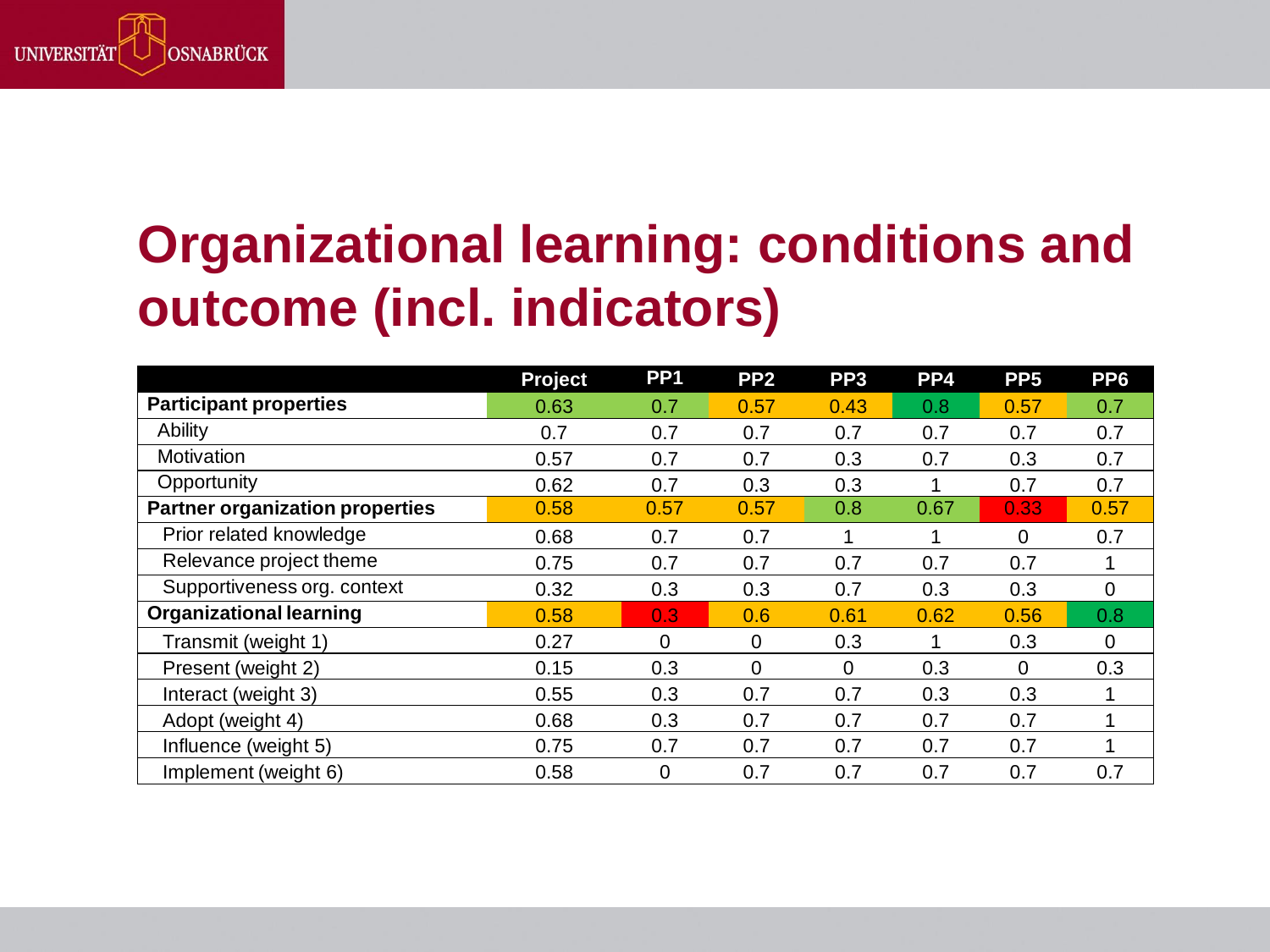# Organizational learning: conditions and outcome (incl. indicators)

| | Project | PP1 | PP2 | PP3 | PP4 | PP5 | PP6 |
|---|---|---|---|---|---|---|---|
| **Participant properties** | 0.63 | 0.7 | 0.57 | 0.43 | 0.8 | 0.57 | 0.7 |
| Ability | 0.7 | 0.7 | 0.7 | 0.7 | 0.7 | 0.7 | 0.7 |
| Motivation | 0.57 | 0.7 | 0.7 | 0.3 | 0.7 | 0.3 | 0.7 |
| Opportunity | 0.62 | 0.7 | 0.3 | 0.3 | 1 | 0.7 | 0.7 |
| **Partner organization properties** | 0.58 | 0.57 | 0.57 | 0.8 | 0.67 | 0.33 | 0.57 |
| Prior related knowledge | 0.68 | 0.7 | 0.7 | 1 | 1 | 0 | 0.7 |
| Relevance project theme | 0.75 | 0.7 | 0.7 | 0.7 | 0.7 | 0.7 | 1 |
| Supportiveness org. context | 0.32 | 0.3 | 0.3 | 0.7 | 0.3 | 0.3 | 0 |
| **Organizational learning** | 0.58 | 0.3 | 0.6 | 0.61 | 0.62 | 0.56 | 0.8 |
| Transmit (weight 1) | 0.27 | 0 | 0 | 0.3 | 1 | 0.3 | 0 |
| Present (weight 2) | 0.15 | 0.3 | 0 | 0 | 0.3 | 0 | 0.3 |
| Interact (weight 3) | 0.55 | 0.3 | 0.7 | 0.7 | 0.3 | 0.3 | 1 |
| Adopt (weight 4) | 0.68 | 0.3 | 0.7 | 0.7 | 0.7 | 0.7 | 1 |
| Influence (weight 5) | 0.75 | 0.7 | 0.7 | 0.7 | 0.7 | 0.7 | 1 |
| Implement (weight 6) | 0.58 | 0 | 0.7 | 0.7 | 0.7 | 0.7 | 0.7 |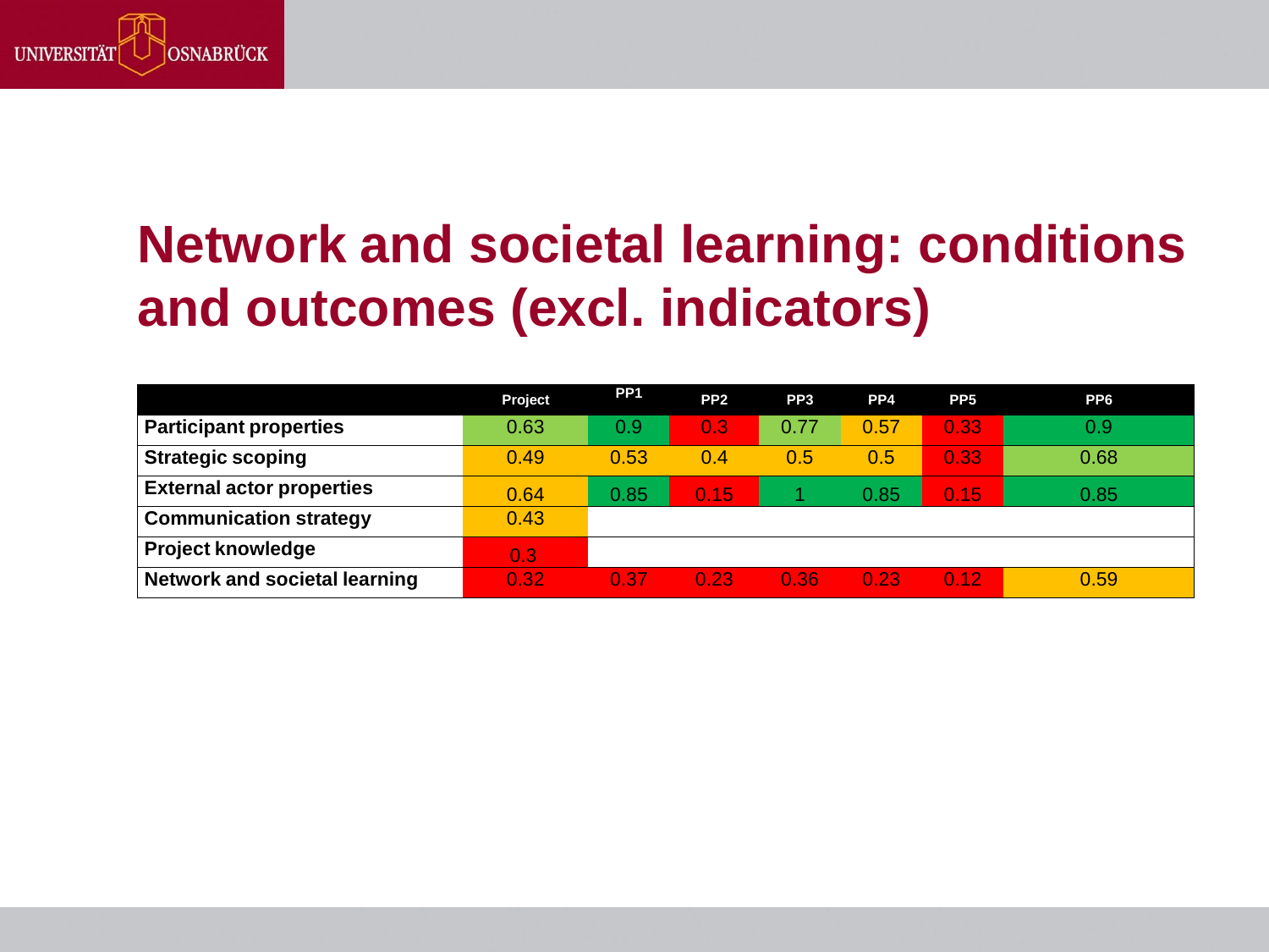# Network and societal learning: conditions and outcomes (excl. indicators)

| | Project | PP1 | PP2 | PP3 | PP4 | PP5 | PP6 |
|---|---|---|---|---|---|---|---|
| **Participant properties** | 0.63 | 0.9 | 0.3 | 0.77 | 0.57 | 0.33 | 0.9 |
| **Strategic scoping** | 0.49 | 0.53 | 0.4 | 0.5 | 0.5 | 0.33 | 0.68 |
| **External actor properties** | 0.64 | 0.85 | 0.15 | 1 | 0.85 | 0.15 | 0.85 |
| **Communication strategy** | 0.43 | | | | | | |
| **Project knowledge** | 0.3 | | | | | | |
| **Network and societal learning** | 0.32 | 0.37 | 0.23 | 0.36 | 0.23 | 0.12 | 0.59 |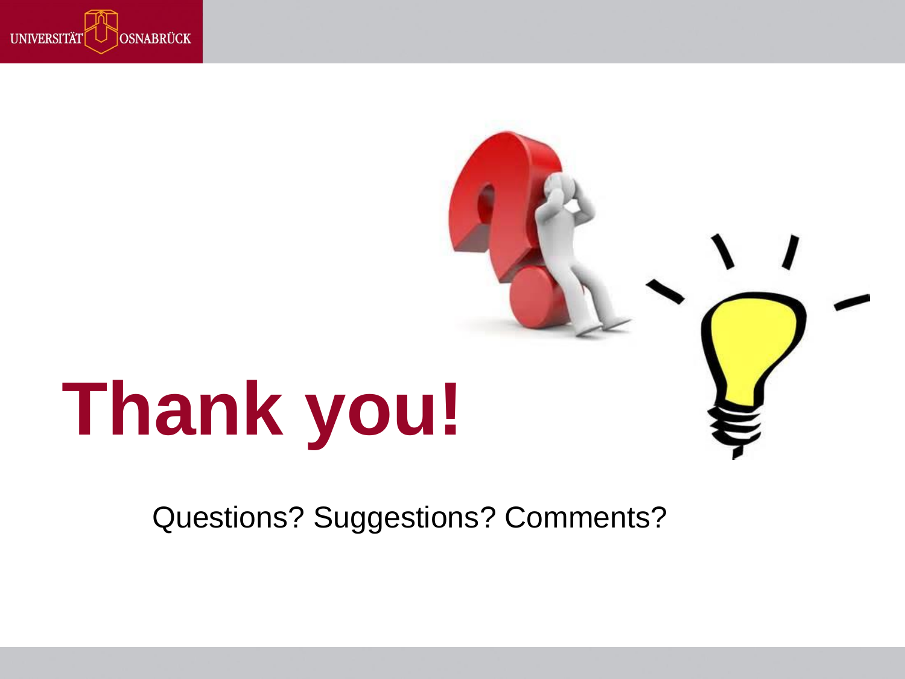# Thank you!

Questions? Suggestions? Comments?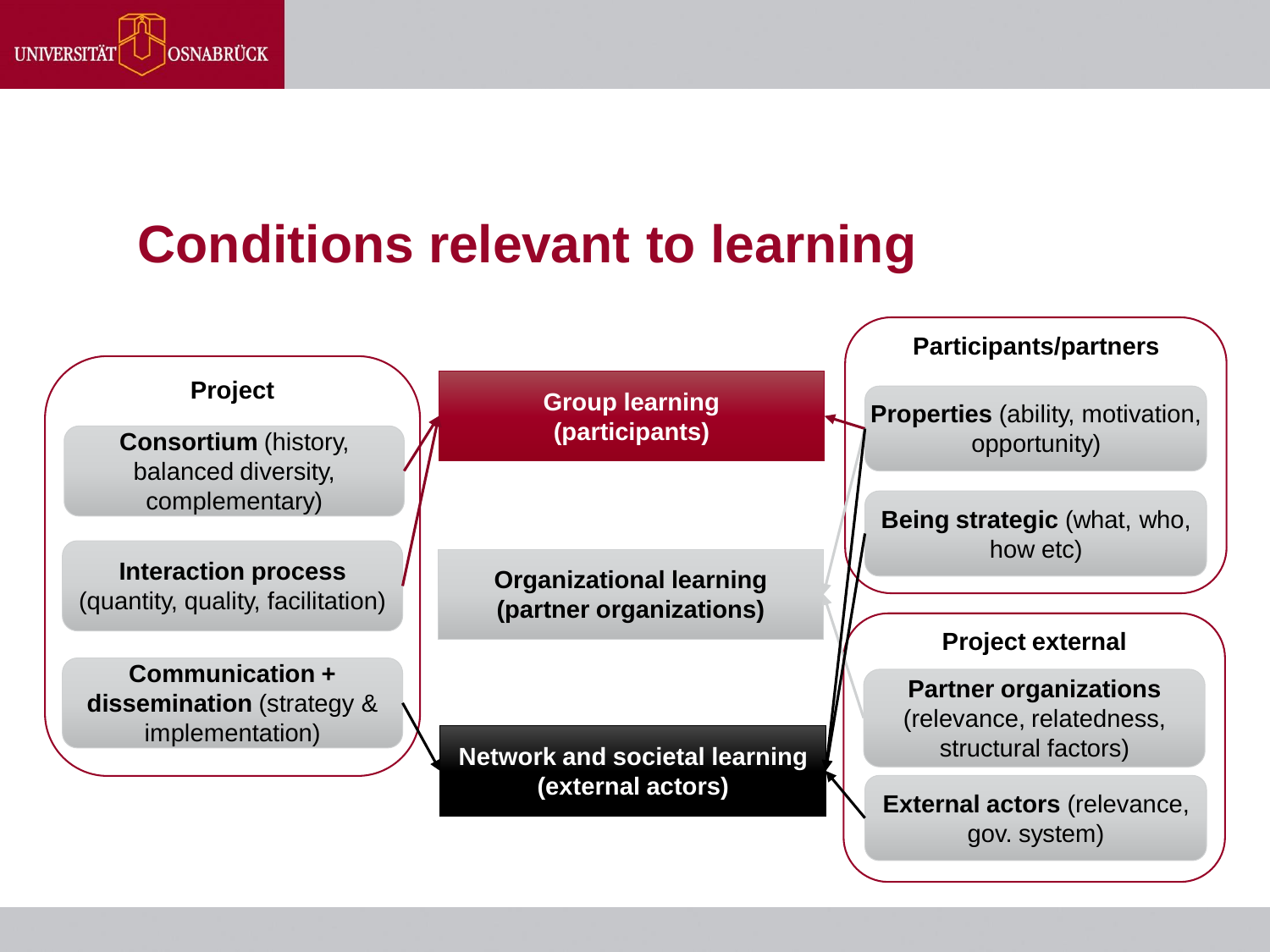# Conditions relevant to learning

**Project**

- **Consortium** (history, balanced diversity, complementary)
- **Interaction process** (quantity, quality, facilitation)
- **Communication + dissemination** (strategy & implementation)

**Group learning (participants)**

**Organizational learning (partner organizations)**

**Network and societal learning (external actors)**

**Participants/partners**

- **Properties** (ability, motivation, opportunity)
- **Being strategic** (what, who, how etc)

**Project external**

- **Partner organizations** (relevance, relatedness, structural factors)
- **External actors** (relevance, gov. system)